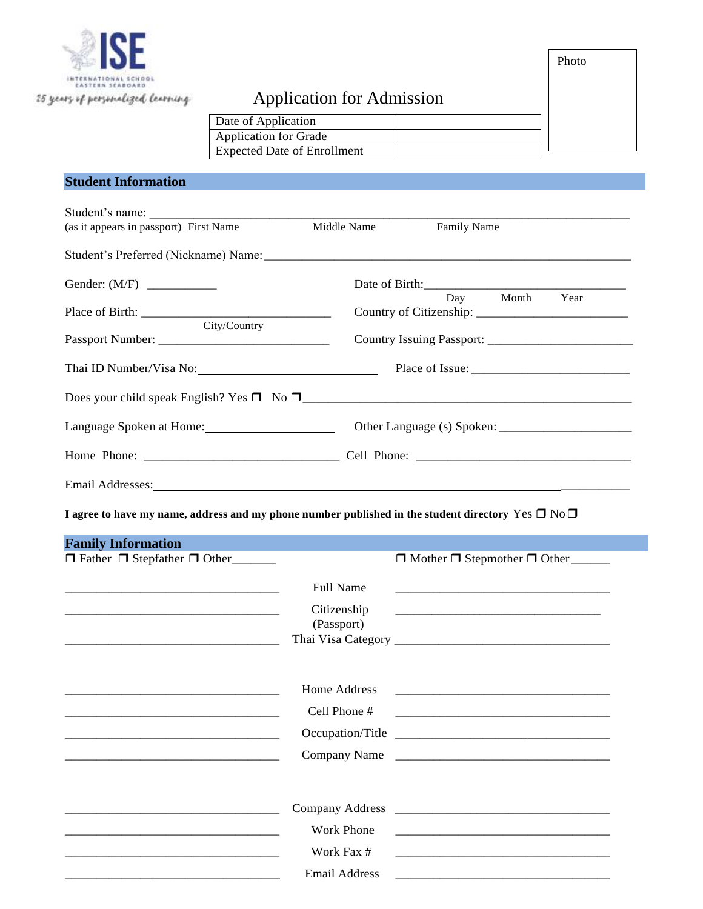ISE

INTERNATIONAL SCHOOL EASTERN SEABOARD

25 years of personalized learning

# Application for Admission

| Date of Application | |
|---|---|
| Application for Grade | |
| Expected Date of Enrollment | |

Photo

## Student Information

Student's name: ___________________________________________________________
(as it appears in passport) First Name Middle Name Family Name

Student's Preferred (Nickname) Name: ___________________________________________

Gender: (M/F) ___________ Date of Birth: _________________________________
Day Month Year

Place of Birth: ______________________________ Country of Citizenship: _______________________
City/Country

Passport Number: __________________________ Country Issuing Passport: ______________________

Thai ID Number/Visa No: ___________________________ Place of Issue: ________________________

Does your child speak English? Yes ❐ No ❐ _______________________________________________

Language Spoken at Home: ____________________ Other Language (s) Spoken: ____________________

Home Phone: ______________________________ Cell Phone: _________________________________

Email Addresses: _________________________________________________________________________

**I agree to have my name, address and my phone number published in the student directory** Yes ❐ No ❐

## Family Information

| ❐ Father ❐ Stepfather ❐ Other_______ | | ❐ Mother ❐ Stepmother ❐ Other ______ |
|---|---|---|
| ___________________________________ | Full Name | ___________________________________ |
| ___________________________________ | Citizenship (Passport) | ___________________________________ |
| ___________________________________ | Thai Visa Category | ___________________________________ |
| ___________________________________ | Home Address | ___________________________________ |
| ___________________________________ | Cell Phone # | ___________________________________ |
| ___________________________________ | Occupation/Title | ___________________________________ |
| ___________________________________ | Company Name | ___________________________________ |
| ___________________________________ | Company Address | ___________________________________ |
| ___________________________________ | Work Phone | ___________________________________ |
| ___________________________________ | Work Fax # | ___________________________________ |
| ___________________________________ | Email Address | ___________________________________ |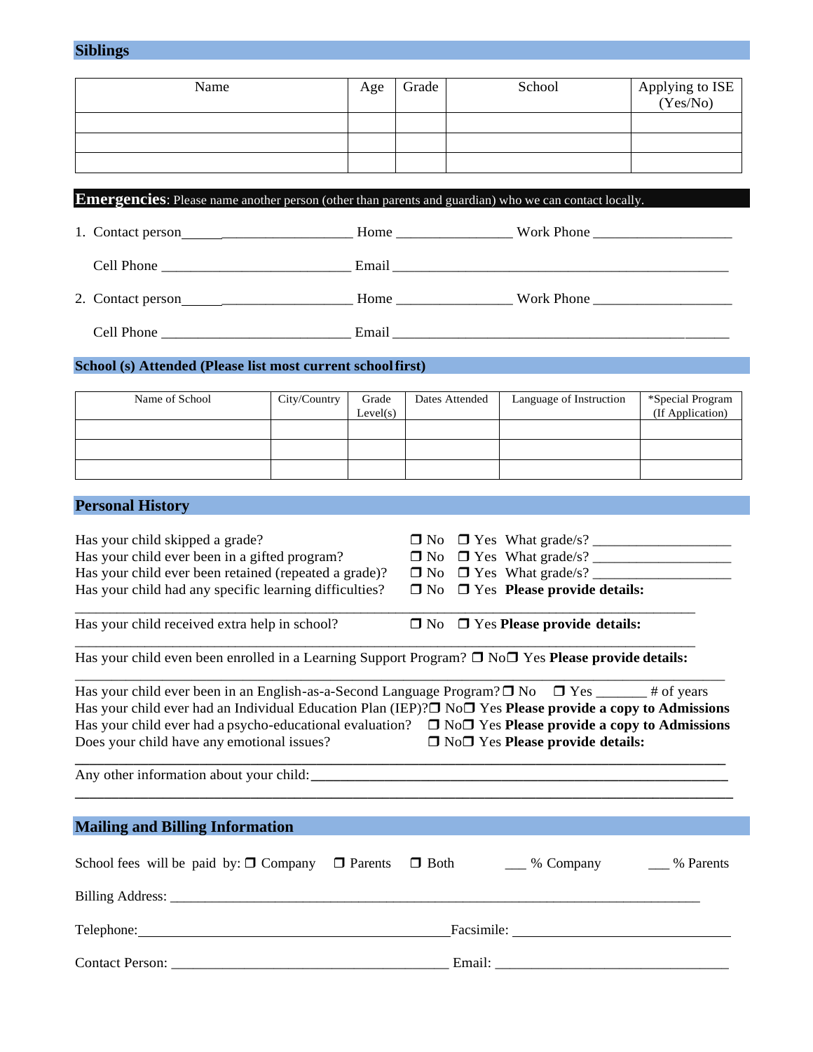## Siblings

| Name | Age | Grade | School | Applying to ISE (Yes/No) |
|---|---|---|---|---|
| | | | | |
| | | | | |
| | | | | |

## Emergencies: Please name another person (other than parents and guardian) who we can contact locally.

1. Contact person________________________ Home ________________ Work Phone ___________________

   Cell Phone __________________________ Email ______________________________________________

2. Contact person________________________ Home ________________ Work Phone ___________________

   Cell Phone __________________________ Email ______________________________________________

## School (s) Attended (Please list most current school first)

| Name of School | City/Country | Grade Level(s) | Dates Attended | Language of Instruction | *Special Program (If Application) |
|---|---|---|---|---|---|
| | | | | | |
| | | | | | |
| | | | | | |

## Personal History

Has your child skipped a grade? ❒ No ❒ Yes What grade/s? ___________________

Has your child ever been in a gifted program? ❒ No ❒ Yes What grade/s? ___________________

Has your child ever been retained (repeated a grade)? ❒ No ❒ Yes What grade/s? ___________________

Has your child had any specific learning difficulties? ❒ No ❒ Yes **Please provide details:**

_____________________________________________________________________________________

Has your child received extra help in school? ❒ No ❒ Yes **Please provide details:**

_____________________________________________________________________________________

Has your child even been enrolled in a Learning Support Program? ❒ No❒ Yes **Please provide details:**

_____________________________________________________________________________________

Has your child ever been in an English-as-a-Second Language Program? ❒ No ❒ Yes _______ # of years

Has your child ever had an Individual Education Plan (IEP)?❒ No❒ Yes **Please provide a copy to Admissions**

Has your child ever had a psycho-educational evaluation? ❒ No❒ Yes **Please provide a copy to Admissions**

Does your child have any emotional issues? ❒ No❒ Yes **Please provide details:**

_____________________________________________________________________________________

Any other information about your child:_____________________________________________________________

_____________________________________________________________________________________

## Mailing and Billing Information

School fees will be paid by: ❒ Company ❒ Parents ❒ Both ___ % Company ___ % Parents

Billing Address: ______________________________________________________________________

Telephone:____________________________________________Facsimile: ______________________________

Contact Person: _______________________________________ Email: _________________________________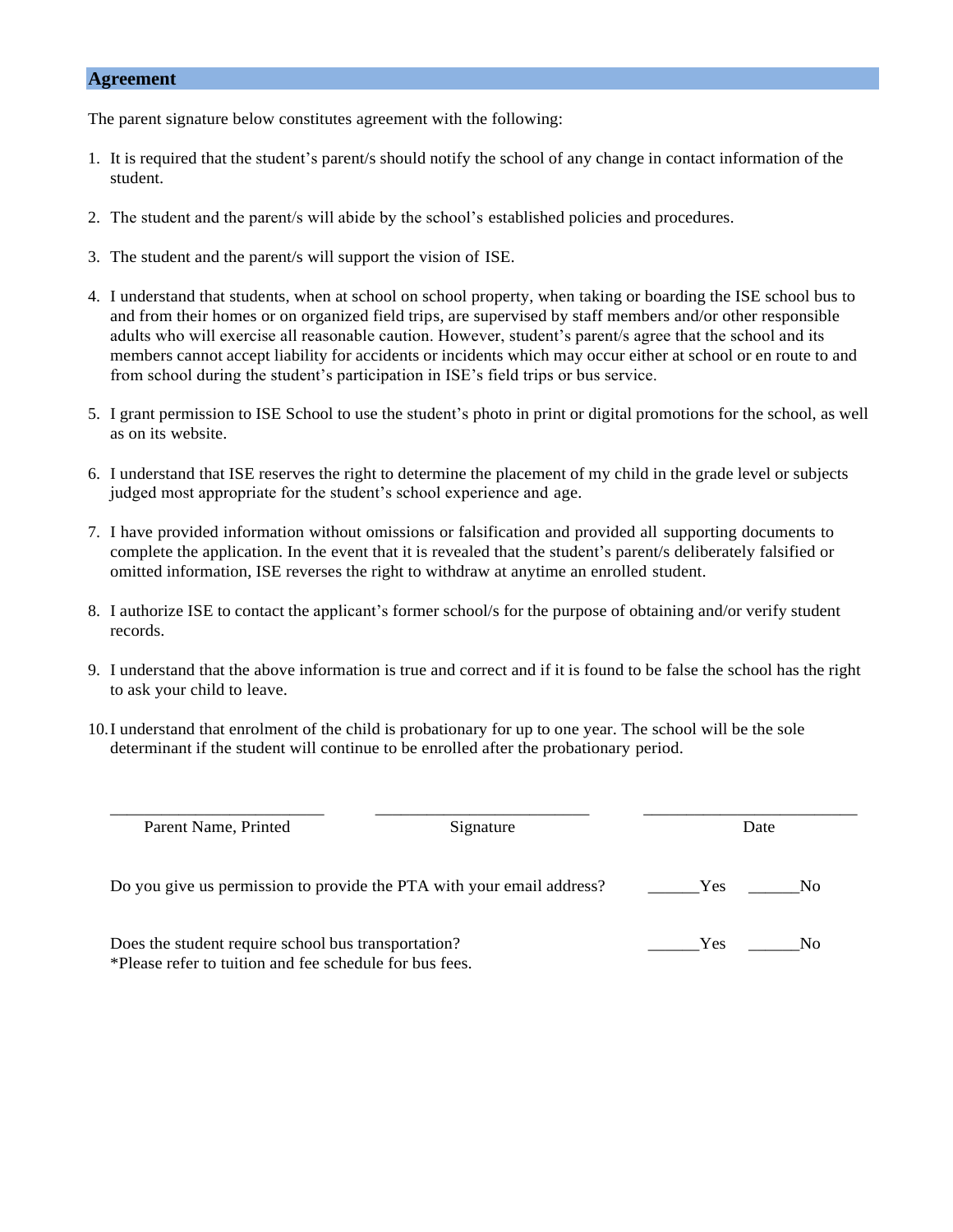## Agreement

The parent signature below constitutes agreement with the following:

1. It is required that the student's parent/s should notify the school of any change in contact information of the student.

2. The student and the parent/s will abide by the school's established policies and procedures.

3. The student and the parent/s will support the vision of ISE.

4. I understand that students, when at school on school property, when taking or boarding the ISE school bus to and from their homes or on organized field trips, are supervised by staff members and/or other responsible adults who will exercise all reasonable caution. However, student's parent/s agree that the school and its members cannot accept liability for accidents or incidents which may occur either at school or en route to and from school during the student's participation in ISE's field trips or bus service.

5. I grant permission to ISE School to use the student's photo in print or digital promotions for the school, as well as on its website.

6. I understand that ISE reserves the right to determine the placement of my child in the grade level or subjects judged most appropriate for the student's school experience and age.

7. I have provided information without omissions or falsification and provided all supporting documents to complete the application. In the event that it is revealed that the student's parent/s deliberately falsified or omitted information, ISE reverses the right to withdraw at anytime an enrolled student.

8. I authorize ISE to contact the applicant's former school/s for the purpose of obtaining and/or verify student records.

9. I understand that the above information is true and correct and if it is found to be false the school has the right to ask your child to leave.

10. I understand that enrolment of the child is probationary for up to one year. The school will be the sole determinant if the student will continue to be enrolled after the probationary period.

| | | |
|---|---|---|
| __________________________ | __________________________ | __________________________ |
| Parent Name, Printed | Signature | Date |

Do you give us permission to provide the PTA with your email address? ______Yes ______No

Does the student require school bus transportation? ______Yes ______No
*Please refer to tuition and fee schedule for bus fees.